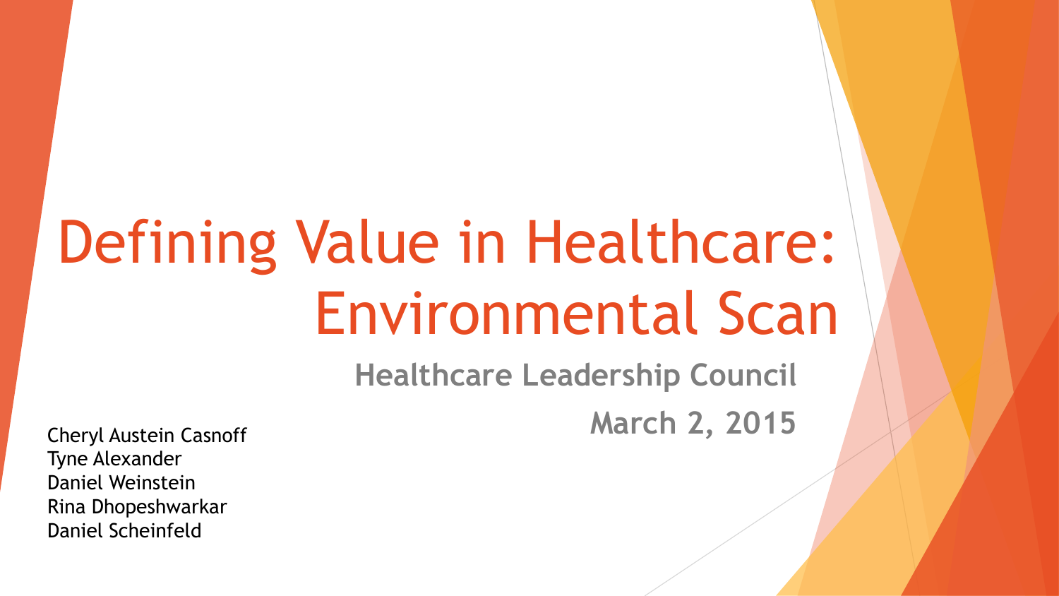# Defining Value in Healthcare: Environmental Scan

**Healthcare Leadership Council**

**March 2, 2015**

Cheryl Austein Casnoff
Tyne Alexander
Daniel Weinstein
Rina Dhopeshwarkar
Daniel Scheinfeld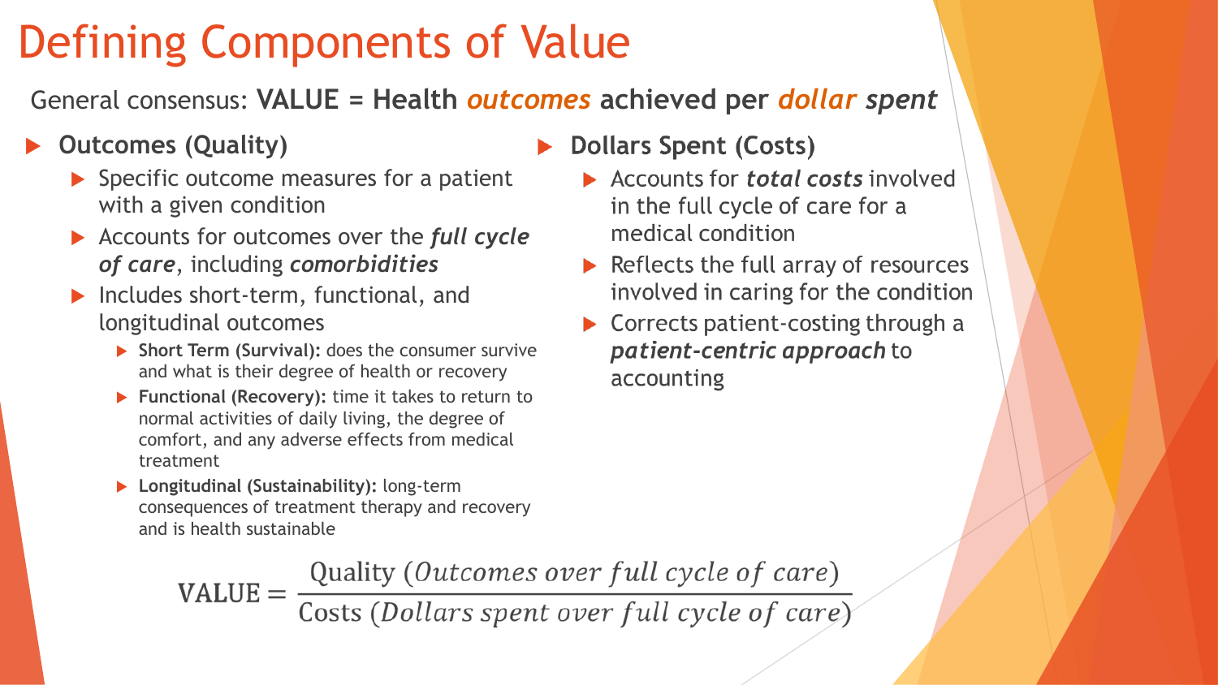# Defining Components of Value

General consensus: **VALUE = Health *outcomes* achieved per *dollar spent***

- **Outcomes (Quality)**
  - Specific outcome measures for a patient with a given condition
  - Accounts for outcomes over the ***full cycle of care***, including ***comorbidities***
  - Includes short-term, functional, and longitudinal outcomes
    - **Short Term (Survival):** does the consumer survive and what is their degree of health or recovery
    - **Functional (Recovery):** time it takes to return to normal activities of daily living, the degree of comfort, and any adverse effects from medical treatment
    - **Longitudinal (Sustainability):** long-term consequences of treatment therapy and recovery and is health sustainable

- **Dollars Spent (Costs)**
  - Accounts for ***total costs*** involved in the full cycle of care for a medical condition
  - Reflects the full array of resources involved in caring for the condition
  - Corrects patient-costing through a ***patient-centric approach*** to accounting

$$\text{VALUE} = \frac{\text{Quality } (Outcomes\ over\ full\ cycle\ of\ care)}{\text{Costs } (Dollars\ spent\ over\ full\ cycle\ of\ care)}$$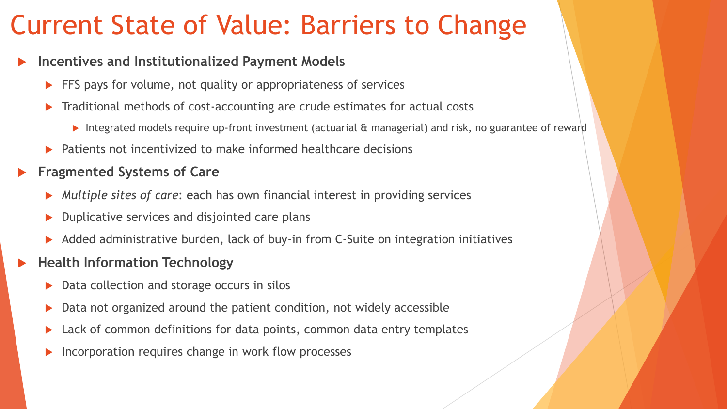# Current State of Value: Barriers to Change

- **Incentives and Institutionalized Payment Models**
  - FFS pays for volume, not quality or appropriateness of services
  - Traditional methods of cost-accounting are crude estimates for actual costs
    - Integrated models require up-front investment (actuarial & managerial) and risk, no guarantee of reward
  - Patients not incentivized to make informed healthcare decisions
- **Fragmented Systems of Care**
  - *Multiple sites of care*: each has own financial interest in providing services
  - Duplicative services and disjointed care plans
  - Added administrative burden, lack of buy-in from C-Suite on integration initiatives
- **Health Information Technology**
  - Data collection and storage occurs in silos
  - Data not organized around the patient condition, not widely accessible
  - Lack of common definitions for data points, common data entry templates
  - Incorporation requires change in work flow processes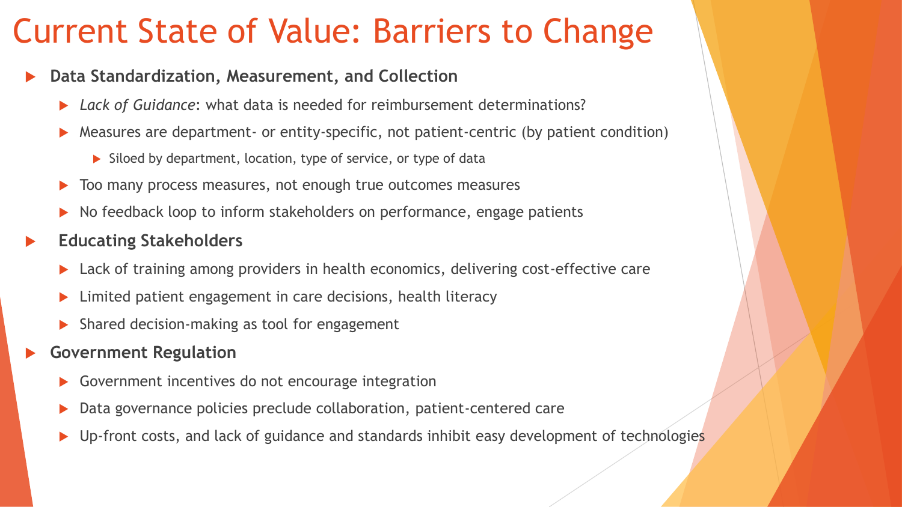# Current State of Value: Barriers to Change

- **Data Standardization, Measurement, and Collection**
  - *Lack of Guidance*: what data is needed for reimbursement determinations?
  - Measures are department- or entity-specific, not patient-centric (by patient condition)
    - Siloed by department, location, type of service, or type of data
  - Too many process measures, not enough true outcomes measures
  - No feedback loop to inform stakeholders on performance, engage patients
- **Educating Stakeholders**
  - Lack of training among providers in health economics, delivering cost-effective care
  - Limited patient engagement in care decisions, health literacy
  - Shared decision-making as tool for engagement
- **Government Regulation**
  - Government incentives do not encourage integration
  - Data governance policies preclude collaboration, patient-centered care
  - Up-front costs, and lack of guidance and standards inhibit easy development of technologies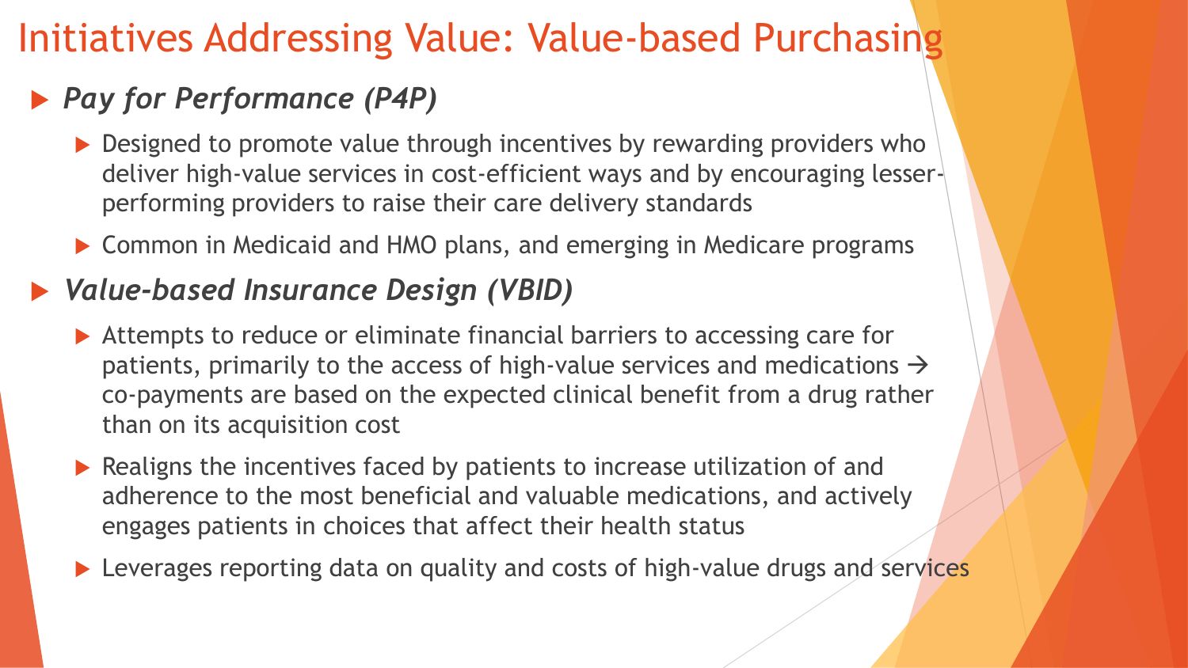# Initiatives Addressing Value: Value-based Purchasing

- ***Pay for Performance (P4P)***
  - Designed to promote value through incentives by rewarding providers who deliver high-value services in cost-efficient ways and by encouraging lesser-performing providers to raise their care delivery standards
  - Common in Medicaid and HMO plans, and emerging in Medicare programs
- ***Value-based Insurance Design (VBID)***
  - Attempts to reduce or eliminate financial barriers to accessing care for patients, primarily to the access of high-value services and medications → co-payments are based on the expected clinical benefit from a drug rather than on its acquisition cost
  - Realigns the incentives faced by patients to increase utilization of and adherence to the most beneficial and valuable medications, and actively engages patients in choices that affect their health status
  - Leverages reporting data on quality and costs of high-value drugs and services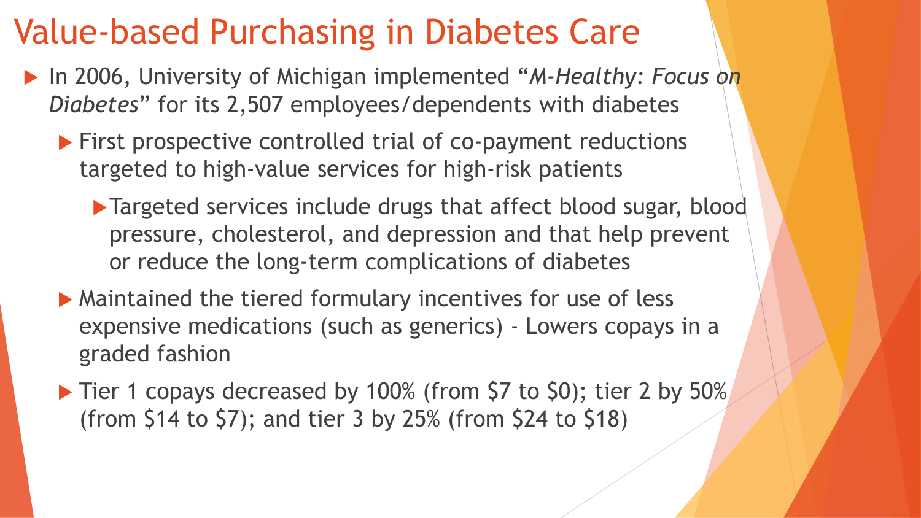# Value-based Purchasing in Diabetes Care

- In 2006, University of Michigan implemented "*M-Healthy: Focus on Diabetes*" for its 2,507 employees/dependents with diabetes
  - First prospective controlled trial of co-payment reductions targeted to high-value services for high-risk patients
    - Targeted services include drugs that affect blood sugar, blood pressure, cholesterol, and depression and that help prevent or reduce the long-term complications of diabetes
  - Maintained the tiered formulary incentives for use of less expensive medications (such as generics) - Lowers copays in a graded fashion
  - Tier 1 copays decreased by 100% (from $7 to $0); tier 2 by 50% (from $14 to $7); and tier 3 by 25% (from $24 to $18)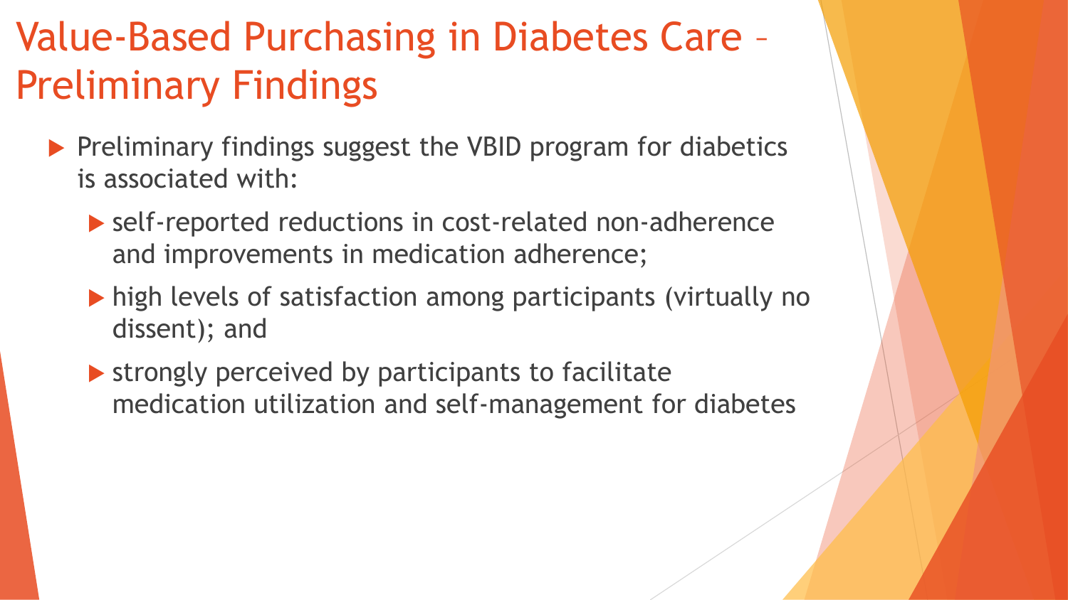# Value-Based Purchasing in Diabetes Care – Preliminary Findings

- Preliminary findings suggest the VBID program for diabetics is associated with:
  - self-reported reductions in cost-related non-adherence and improvements in medication adherence;
  - high levels of satisfaction among participants (virtually no dissent); and
  - strongly perceived by participants to facilitate medication utilization and self-management for diabetes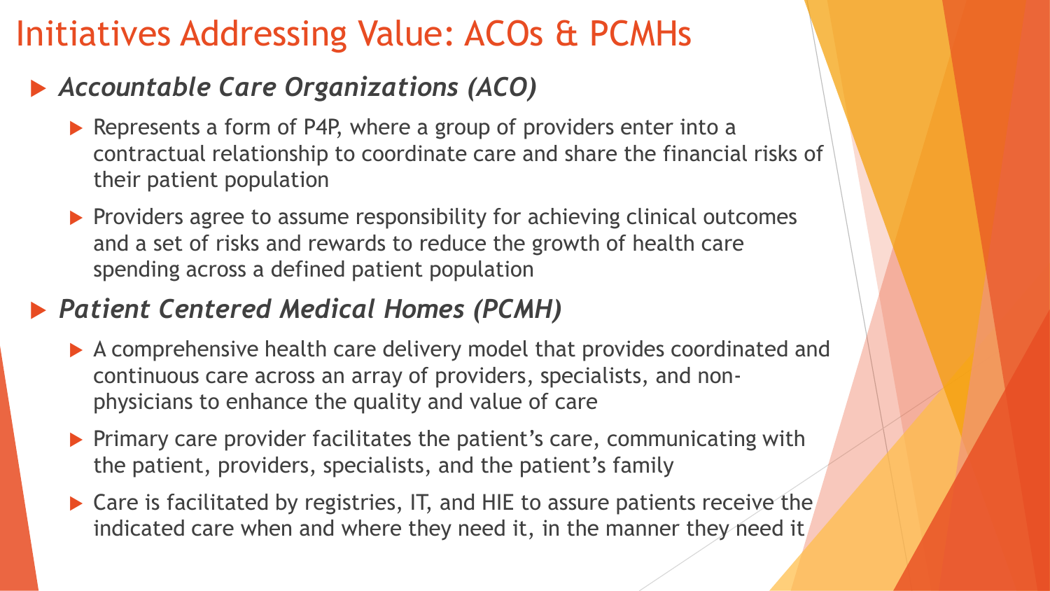# Initiatives Addressing Value: ACOs & PCMHs

- ***Accountable Care Organizations (ACO)***
  - Represents a form of P4P, where a group of providers enter into a contractual relationship to coordinate care and share the financial risks of their patient population
  - Providers agree to assume responsibility for achieving clinical outcomes and a set of risks and rewards to reduce the growth of health care spending across a defined patient population
- ***Patient Centered Medical Homes (PCMH)***
  - A comprehensive health care delivery model that provides coordinated and continuous care across an array of providers, specialists, and non-physicians to enhance the quality and value of care
  - Primary care provider facilitates the patient's care, communicating with the patient, providers, specialists, and the patient's family
  - Care is facilitated by registries, IT, and HIE to assure patients receive the indicated care when and where they need it, in the manner they need it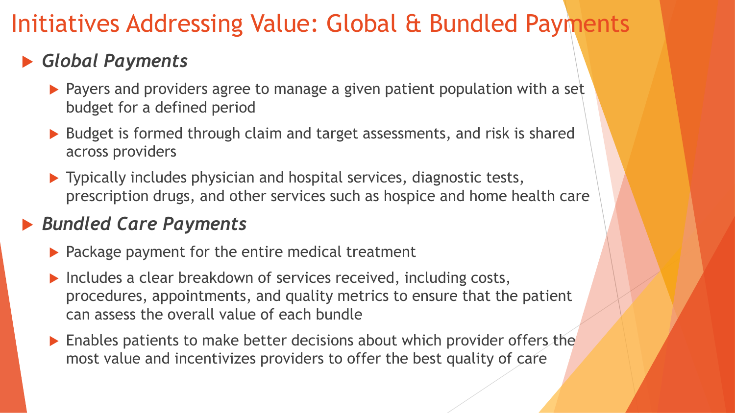# Initiatives Addressing Value: Global & Bundled Payments

- ***Global Payments***
  - Payers and providers agree to manage a given patient population with a set budget for a defined period
  - Budget is formed through claim and target assessments, and risk is shared across providers
  - Typically includes physician and hospital services, diagnostic tests, prescription drugs, and other services such as hospice and home health care
- ***Bundled Care Payments***
  - Package payment for the entire medical treatment
  - Includes a clear breakdown of services received, including costs, procedures, appointments, and quality metrics to ensure that the patient can assess the overall value of each bundle
  - Enables patients to make better decisions about which provider offers the most value and incentivizes providers to offer the best quality of care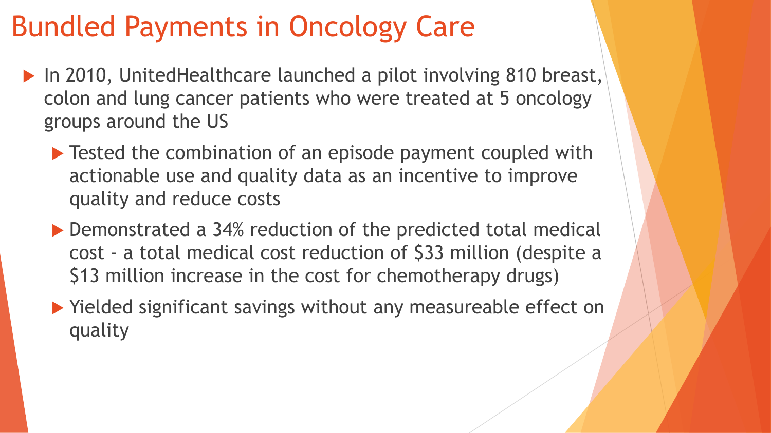# Bundled Payments in Oncology Care

- In 2010, UnitedHealthcare launched a pilot involving 810 breast, colon and lung cancer patients who were treated at 5 oncology groups around the US
  - Tested the combination of an episode payment coupled with actionable use and quality data as an incentive to improve quality and reduce costs
  - Demonstrated a 34% reduction of the predicted total medical cost - a total medical cost reduction of $33 million (despite a $13 million increase in the cost for chemotherapy drugs)
  - Yielded significant savings without any measureable effect on quality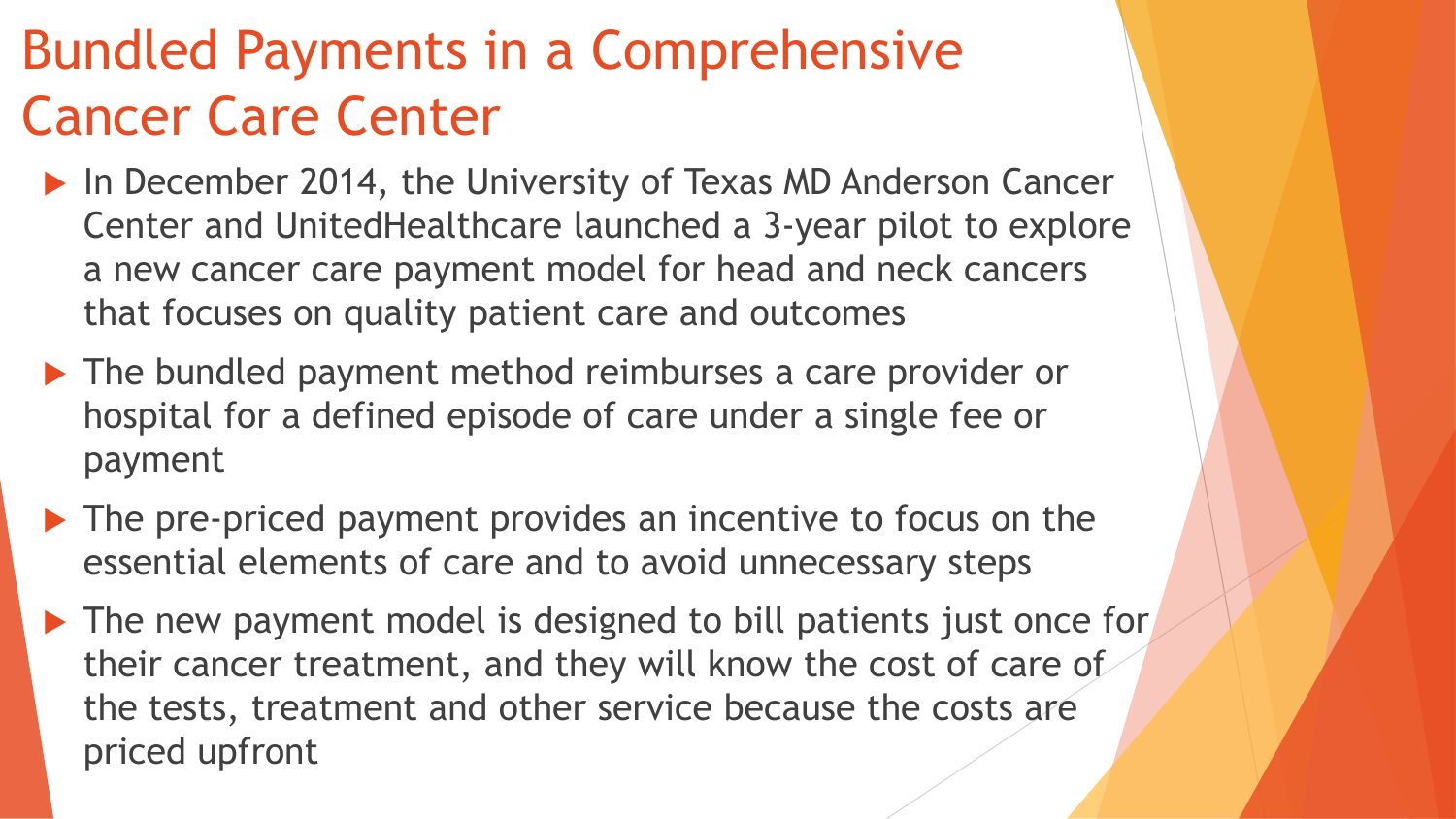# Bundled Payments in a Comprehensive Cancer Care Center

- In December 2014, the University of Texas MD Anderson Cancer Center and UnitedHealthcare launched a 3-year pilot to explore a new cancer care payment model for head and neck cancers that focuses on quality patient care and outcomes
- The bundled payment method reimburses a care provider or hospital for a defined episode of care under a single fee or payment
- The pre-priced payment provides an incentive to focus on the essential elements of care and to avoid unnecessary steps
- The new payment model is designed to bill patients just once for their cancer treatment, and they will know the cost of care of the tests, treatment and other service because the costs are priced upfront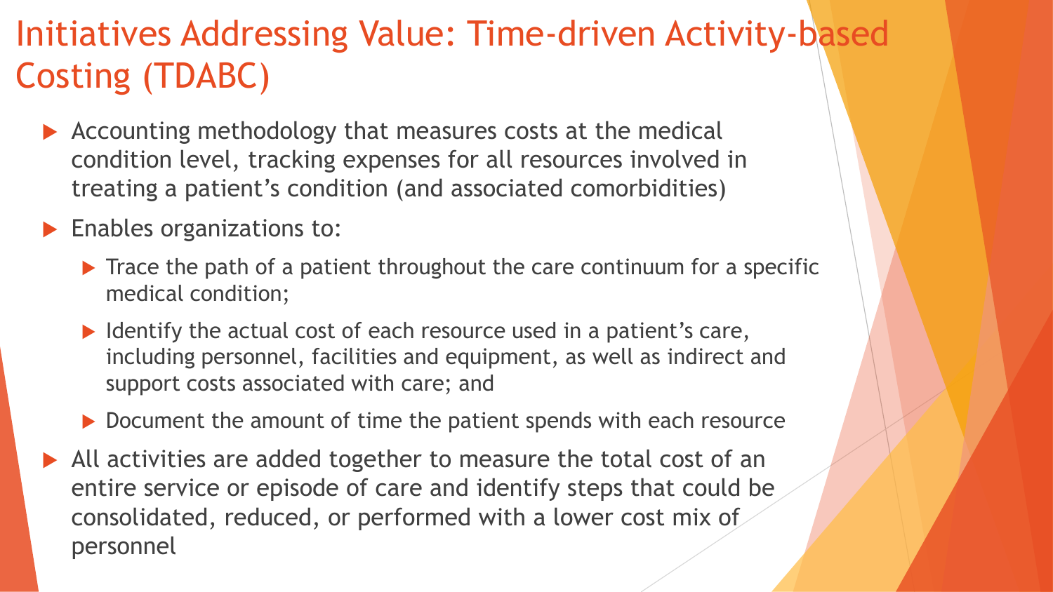# Initiatives Addressing Value: Time-driven Activity-based Costing (TDABC)

- Accounting methodology that measures costs at the medical condition level, tracking expenses for all resources involved in treating a patient's condition (and associated comorbidities)
- Enables organizations to:
  - Trace the path of a patient throughout the care continuum for a specific medical condition;
  - Identify the actual cost of each resource used in a patient's care, including personnel, facilities and equipment, as well as indirect and support costs associated with care; and
  - Document the amount of time the patient spends with each resource
- All activities are added together to measure the total cost of an entire service or episode of care and identify steps that could be consolidated, reduced, or performed with a lower cost mix of personnel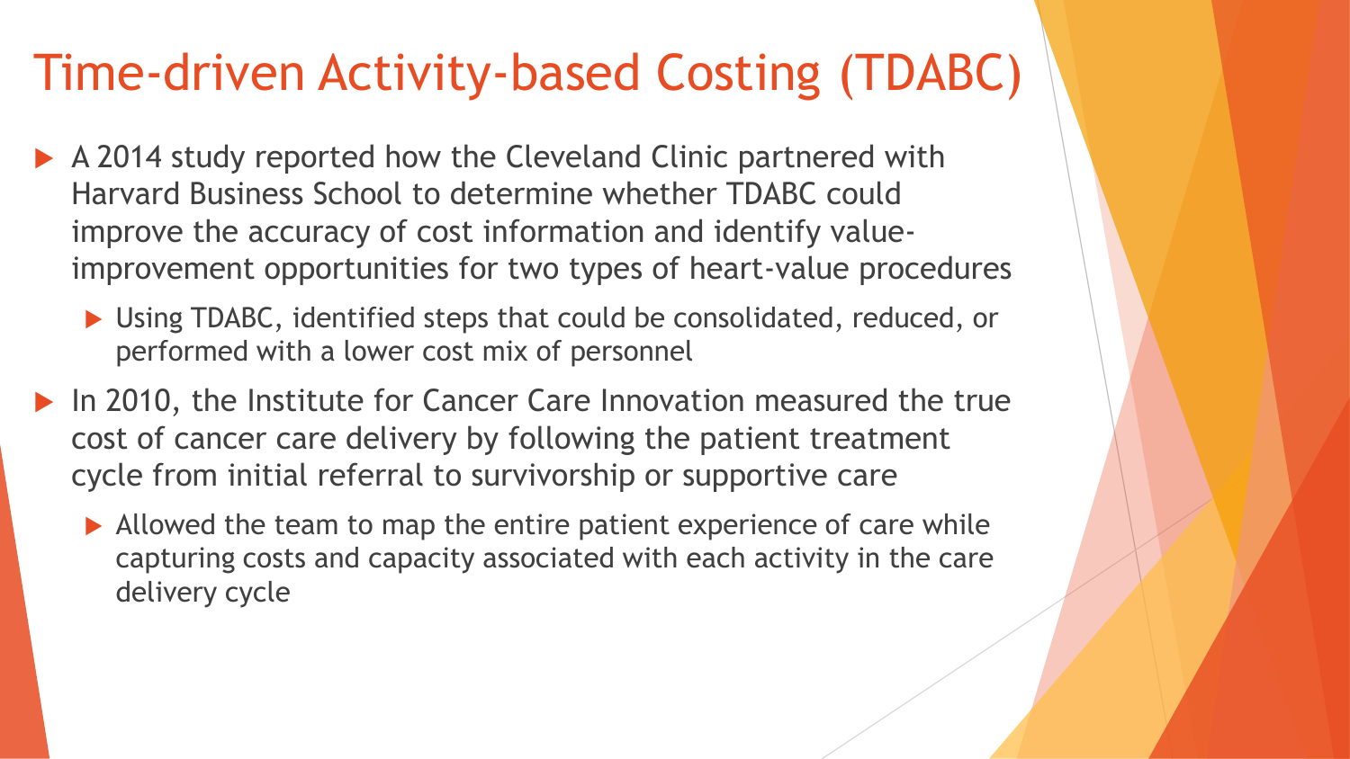# Time-driven Activity-based Costing (TDABC)

- A 2014 study reported how the Cleveland Clinic partnered with Harvard Business School to determine whether TDABC could improve the accuracy of cost information and identify value-improvement opportunities for two types of heart-value procedures
  - Using TDABC, identified steps that could be consolidated, reduced, or performed with a lower cost mix of personnel
- In 2010, the Institute for Cancer Care Innovation measured the true cost of cancer care delivery by following the patient treatment cycle from initial referral to survivorship or supportive care
  - Allowed the team to map the entire patient experience of care while capturing costs and capacity associated with each activity in the care delivery cycle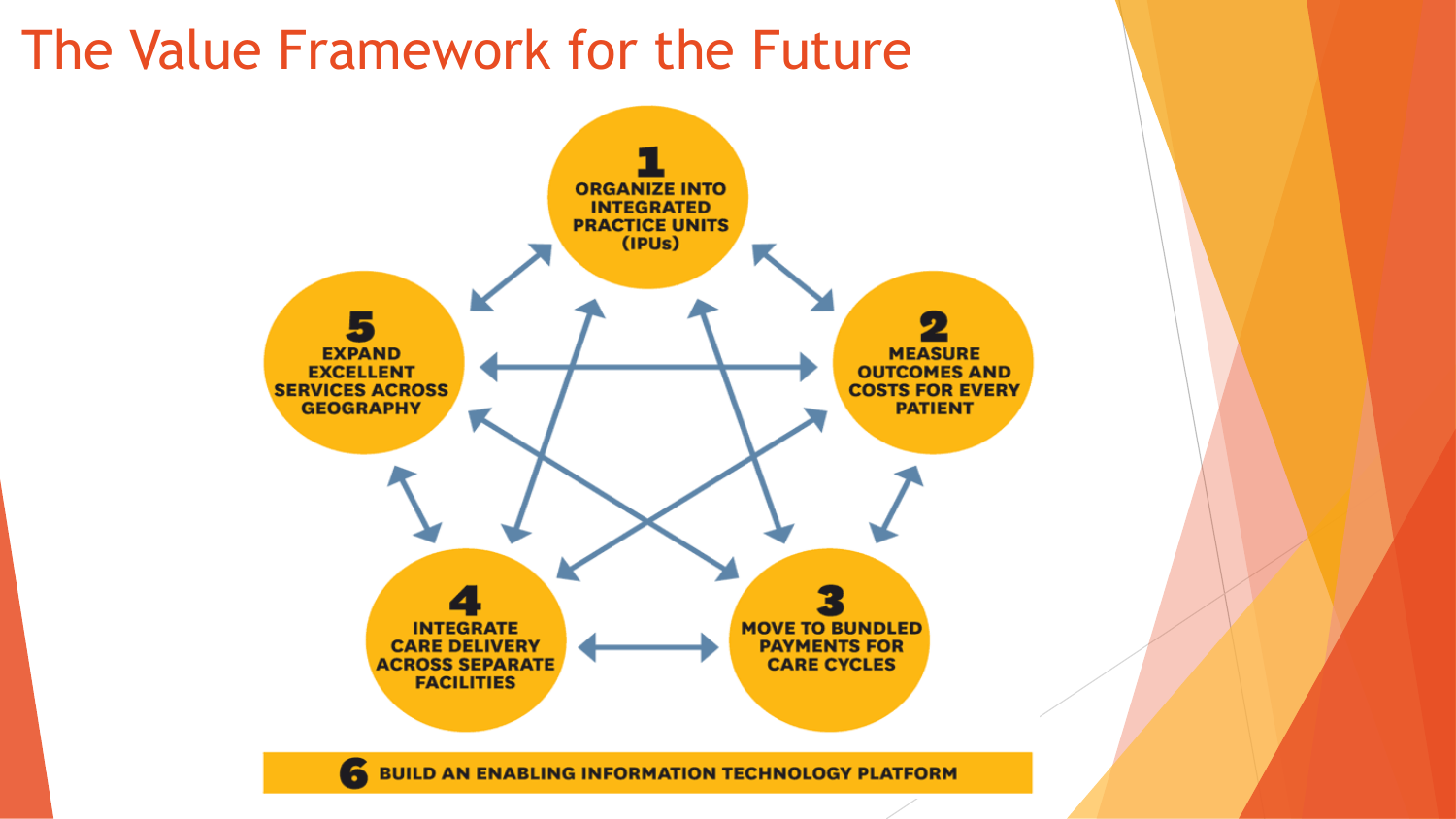# The Value Framework for the Future

1. ORGANIZE INTO INTEGRATED PRACTICE UNITS (IPUs)
2. MEASURE OUTCOMES AND COSTS FOR EVERY PATIENT
3. MOVE TO BUNDLED PAYMENTS FOR CARE CYCLES
4. INTEGRATE CARE DELIVERY ACROSS SEPARATE FACILITIES
5. EXPAND EXCELLENT SERVICES ACROSS GEOGRAPHY
6. BUILD AN ENABLING INFORMATION TECHNOLOGY PLATFORM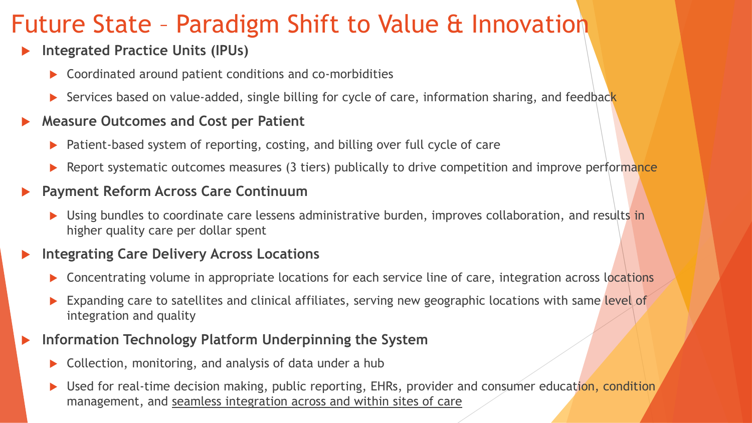# Future State – Paradigm Shift to Value & Innovation

- **Integrated Practice Units (IPUs)**
  - Coordinated around patient conditions and co-morbidities
  - Services based on value-added, single billing for cycle of care, information sharing, and feedback
- **Measure Outcomes and Cost per Patient**
  - Patient-based system of reporting, costing, and billing over full cycle of care
  - Report systematic outcomes measures (3 tiers) publically to drive competition and improve performance
- **Payment Reform Across Care Continuum**
  - Using bundles to coordinate care lessens administrative burden, improves collaboration, and results in higher quality care per dollar spent
- **Integrating Care Delivery Across Locations**
  - Concentrating volume in appropriate locations for each service line of care, integration across locations
  - Expanding care to satellites and clinical affiliates, serving new geographic locations with same level of integration and quality
- **Information Technology Platform Underpinning the System**
  - Collection, monitoring, and analysis of data under a hub
  - Used for real-time decision making, public reporting, EHRs, provider and consumer education, condition management, and <u>seamless integration across and within sites of care</u>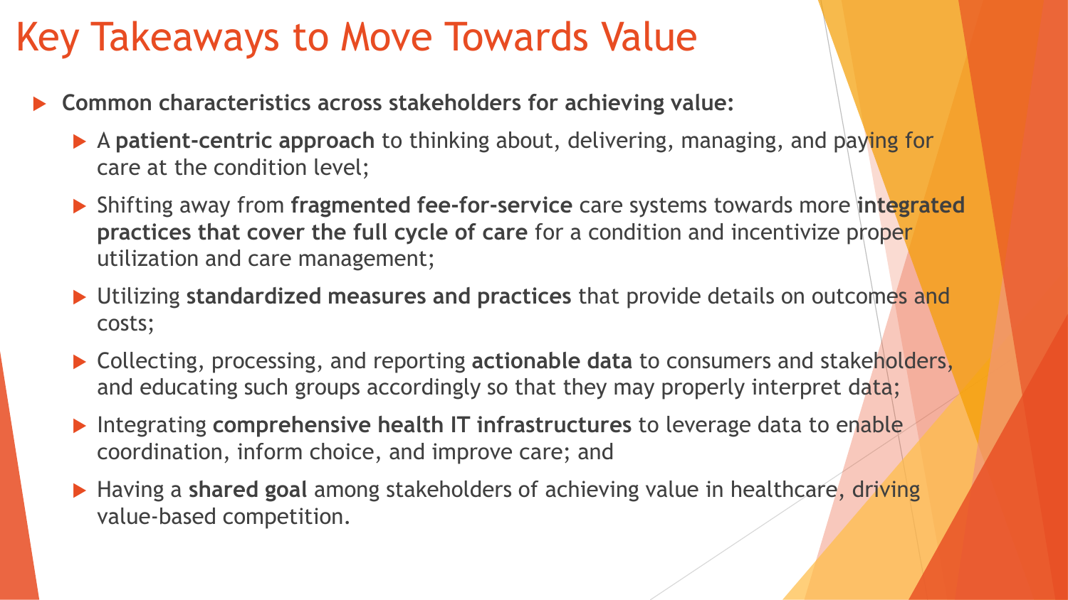# Key Takeaways to Move Towards Value

- **Common characteristics across stakeholders for achieving value:**
  - A **patient-centric approach** to thinking about, delivering, managing, and paying for care at the condition level;
  - Shifting away from **fragmented fee-for-service** care systems towards more **integrated practices that cover the full cycle of care** for a condition and incentivize proper utilization and care management;
  - Utilizing **standardized measures and practices** that provide details on outcomes and costs;
  - Collecting, processing, and reporting **actionable data** to consumers and stakeholders, and educating such groups accordingly so that they may properly interpret data;
  - Integrating **comprehensive health IT infrastructures** to leverage data to enable coordination, inform choice, and improve care; and
  - Having a **shared goal** among stakeholders of achieving value in healthcare, driving value-based competition.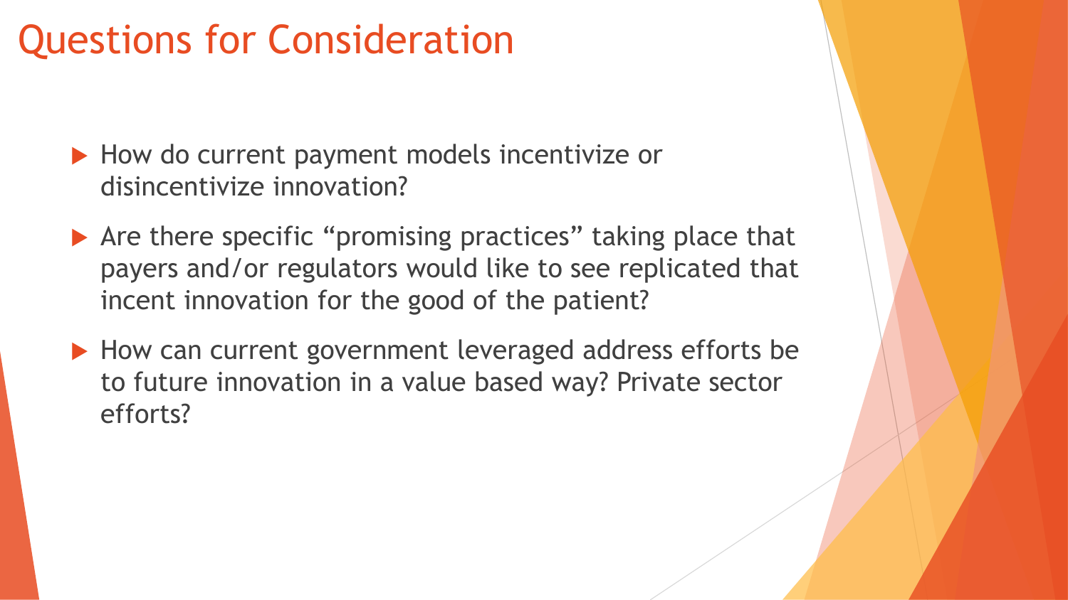# Questions for Consideration

- How do current payment models incentivize or disincentivize innovation?
- Are there specific "promising practices" taking place that payers and/or regulators would like to see replicated that incent innovation for the good of the patient?
- How can current government leveraged address efforts be to future innovation in a value based way? Private sector efforts?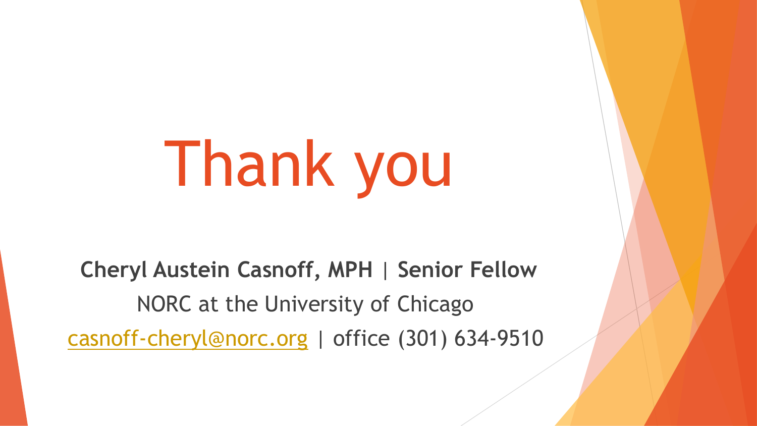# Thank you

**Cheryl Austein Casnoff, MPH | Senior Fellow**

NORC at the University of Chicago

casnoff-cheryl@norc.org | office (301) 634-9510